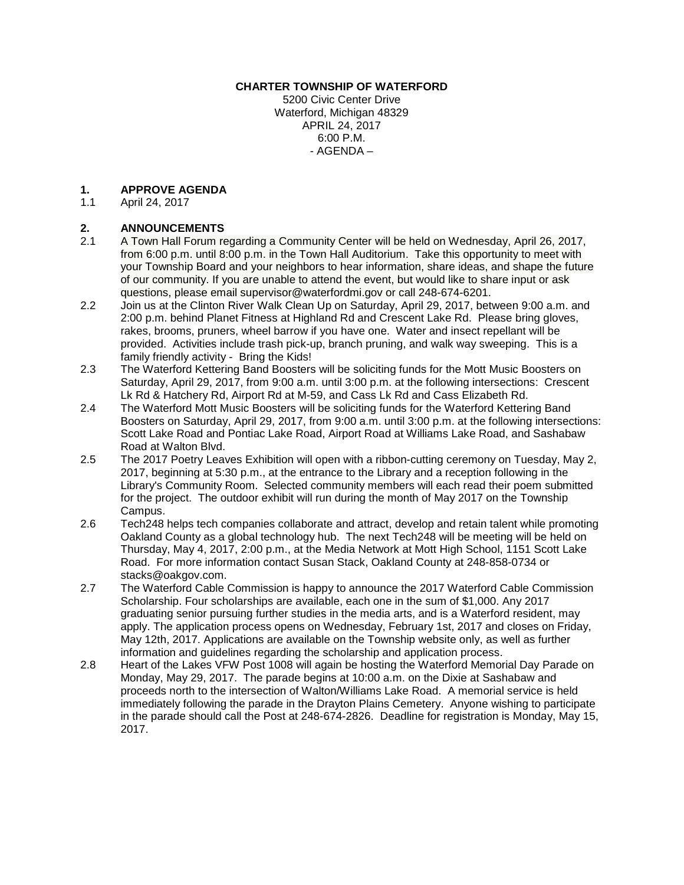**CHARTER TOWNSHIP OF WATERFORD**

5200 Civic Center Drive
Waterford, Michigan 48329
APRIL 24, 2017
6:00 P.M.
- AGENDA –

**1. APPROVE AGENDA**

1.1 April 24, 2017

**2. ANNOUNCEMENTS**

2.1 A Town Hall Forum regarding a Community Center will be held on Wednesday, April 26, 2017, from 6:00 p.m. until 8:00 p.m. in the Town Hall Auditorium. Take this opportunity to meet with your Township Board and your neighbors to hear information, share ideas, and shape the future of our community. If you are unable to attend the event, but would like to share input or ask questions, please email supervisor@waterfordmi.gov or call 248-674-6201.

2.2 Join us at the Clinton River Walk Clean Up on Saturday, April 29, 2017, between 9:00 a.m. and 2:00 p.m. behind Planet Fitness at Highland Rd and Crescent Lake Rd. Please bring gloves, rakes, brooms, pruners, wheel barrow if you have one. Water and insect repellant will be provided. Activities include trash pick-up, branch pruning, and walk way sweeping. This is a family friendly activity - Bring the Kids!

2.3 The Waterford Kettering Band Boosters will be soliciting funds for the Mott Music Boosters on Saturday, April 29, 2017, from 9:00 a.m. until 3:00 p.m. at the following intersections: Crescent Lk Rd & Hatchery Rd, Airport Rd at M-59, and Cass Lk Rd and Cass Elizabeth Rd.

2.4 The Waterford Mott Music Boosters will be soliciting funds for the Waterford Kettering Band Boosters on Saturday, April 29, 2017, from 9:00 a.m. until 3:00 p.m. at the following intersections: Scott Lake Road and Pontiac Lake Road, Airport Road at Williams Lake Road, and Sashabaw Road at Walton Blvd.

2.5 The 2017 Poetry Leaves Exhibition will open with a ribbon-cutting ceremony on Tuesday, May 2, 2017, beginning at 5:30 p.m., at the entrance to the Library and a reception following in the Library's Community Room. Selected community members will each read their poem submitted for the project. The outdoor exhibit will run during the month of May 2017 on the Township Campus.

2.6 Tech248 helps tech companies collaborate and attract, develop and retain talent while promoting Oakland County as a global technology hub. The next Tech248 will be meeting will be held on Thursday, May 4, 2017, 2:00 p.m., at the Media Network at Mott High School, 1151 Scott Lake Road. For more information contact Susan Stack, Oakland County at 248-858-0734 or stacks@oakgov.com.

2.7 The Waterford Cable Commission is happy to announce the 2017 Waterford Cable Commission Scholarship. Four scholarships are available, each one in the sum of $1,000. Any 2017 graduating senior pursuing further studies in the media arts, and is a Waterford resident, may apply. The application process opens on Wednesday, February 1st, 2017 and closes on Friday, May 12th, 2017. Applications are available on the Township website only, as well as further information and guidelines regarding the scholarship and application process.

2.8 Heart of the Lakes VFW Post 1008 will again be hosting the Waterford Memorial Day Parade on Monday, May 29, 2017. The parade begins at 10:00 a.m. on the Dixie at Sashabaw and proceeds north to the intersection of Walton/Williams Lake Road. A memorial service is held immediately following the parade in the Drayton Plains Cemetery. Anyone wishing to participate in the parade should call the Post at 248-674-2826. Deadline for registration is Monday, May 15, 2017.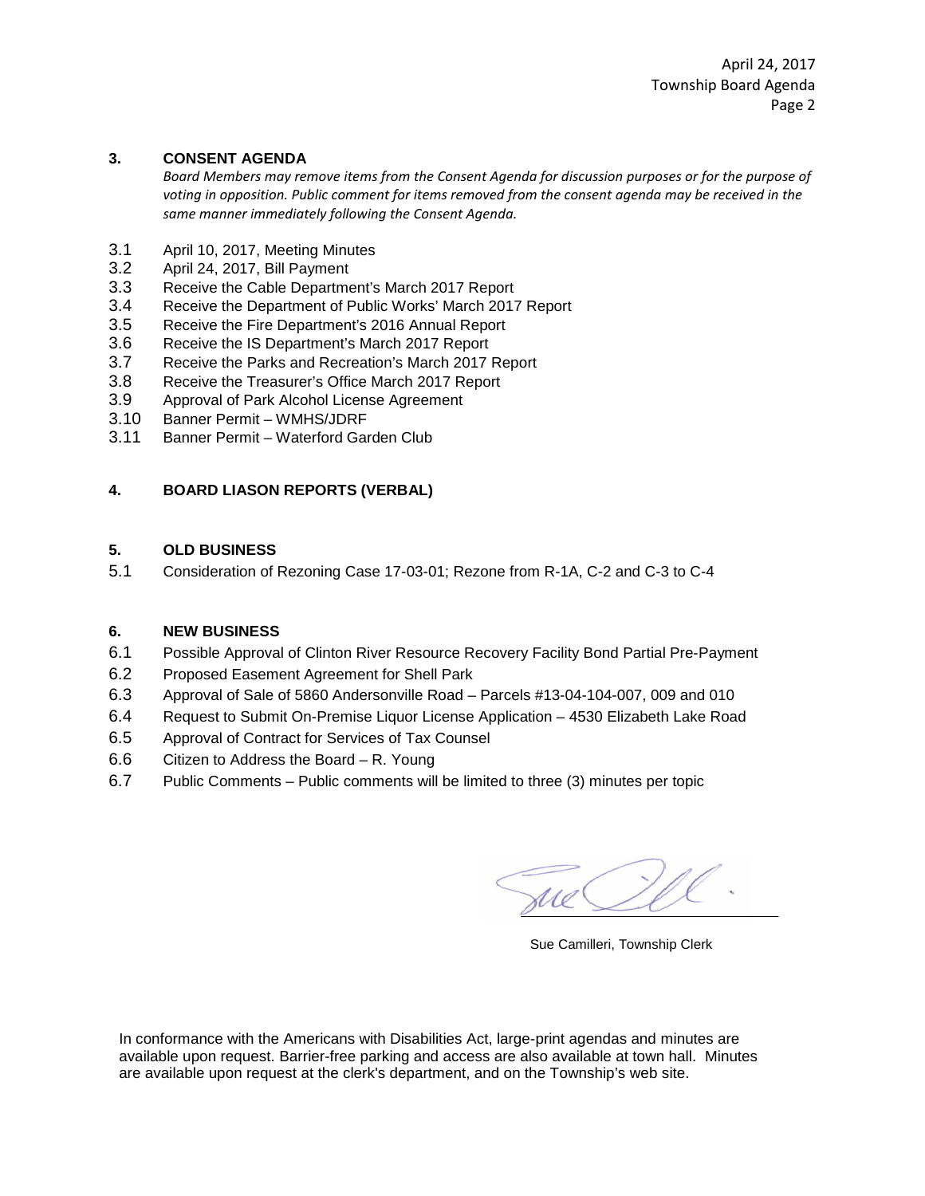## 3. CONSENT AGENDA

*Board Members may remove items from the Consent Agenda for discussion purposes or for the purpose of voting in opposition. Public comment for items removed from the consent agenda may be received in the same manner immediately following the Consent Agenda.*

3.1 April 10, 2017, Meeting Minutes
3.2 April 24, 2017, Bill Payment
3.3 Receive the Cable Department's March 2017 Report
3.4 Receive the Department of Public Works' March 2017 Report
3.5 Receive the Fire Department's 2016 Annual Report
3.6 Receive the IS Department's March 2017 Report
3.7 Receive the Parks and Recreation's March 2017 Report
3.8 Receive the Treasurer's Office March 2017 Report
3.9 Approval of Park Alcohol License Agreement
3.10 Banner Permit – WMHS/JDRF
3.11 Banner Permit – Waterford Garden Club

## 4. BOARD LIASON REPORTS (VERBAL)

## 5. OLD BUSINESS

5.1 Consideration of Rezoning Case 17-03-01; Rezone from R-1A, C-2 and C-3 to C-4

## 6. NEW BUSINESS

6.1 Possible Approval of Clinton River Resource Recovery Facility Bond Partial Pre-Payment
6.2 Proposed Easement Agreement for Shell Park
6.3 Approval of Sale of 5860 Andersonville Road – Parcels #13-04-104-007, 009 and 010
6.4 Request to Submit On-Premise Liquor License Application – 4530 Elizabeth Lake Road
6.5 Approval of Contract for Services of Tax Counsel
6.6 Citizen to Address the Board – R. Young
6.7 Public Comments – Public comments will be limited to three (3) minutes per topic

Sue Camilleri, Township Clerk

In conformance with the Americans with Disabilities Act, large-print agendas and minutes are available upon request. Barrier-free parking and access are also available at town hall. Minutes are available upon request at the clerk's department, and on the Township's web site.